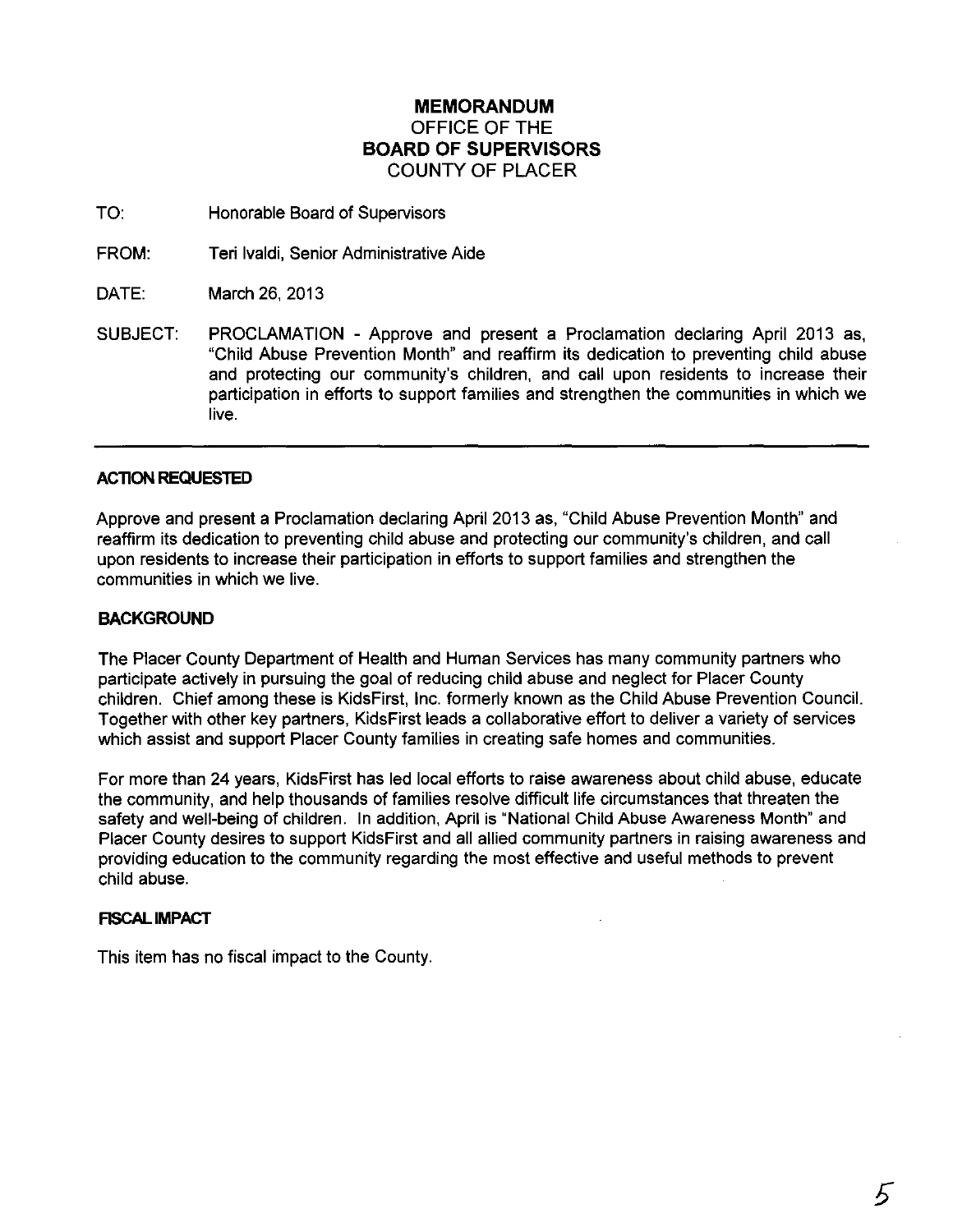# MEMORANDUM
## OFFICE OF THE
## BOARD OF SUPERVISORS
## COUNTY OF PLACER

TO: Honorable Board of Supervisors

FROM: Teri Ivaldi, Senior Administrative Aide

DATE: March 26, 2013

SUBJECT: PROCLAMATION - Approve and present a Proclamation declaring April 2013 as, "Child Abuse Prevention Month" and reaffirm its dedication to preventing child abuse and protecting our community's children, and call upon residents to increase their participation in efforts to support families and strengthen the communities in which we live.

---

### ACTION REQUESTED

Approve and present a Proclamation declaring April 2013 as, "Child Abuse Prevention Month" and reaffirm its dedication to preventing child abuse and protecting our community's children, and call upon residents to increase their participation in efforts to support families and strengthen the communities in which we live.

### BACKGROUND

The Placer County Department of Health and Human Services has many community partners who participate actively in pursuing the goal of reducing child abuse and neglect for Placer County children. Chief among these is KidsFirst, Inc. formerly known as the Child Abuse Prevention Council. Together with other key partners, KidsFirst leads a collaborative effort to deliver a variety of services which assist and support Placer County families in creating safe homes and communities.

For more than 24 years, KidsFirst has led local efforts to raise awareness about child abuse, educate the community, and help thousands of families resolve difficult life circumstances that threaten the safety and well-being of children. In addition, April is "National Child Abuse Awareness Month" and Placer County desires to support KidsFirst and all allied community partners in raising awareness and providing education to the community regarding the most effective and useful methods to prevent child abuse.

### FISCAL IMPACT

This item has no fiscal impact to the County.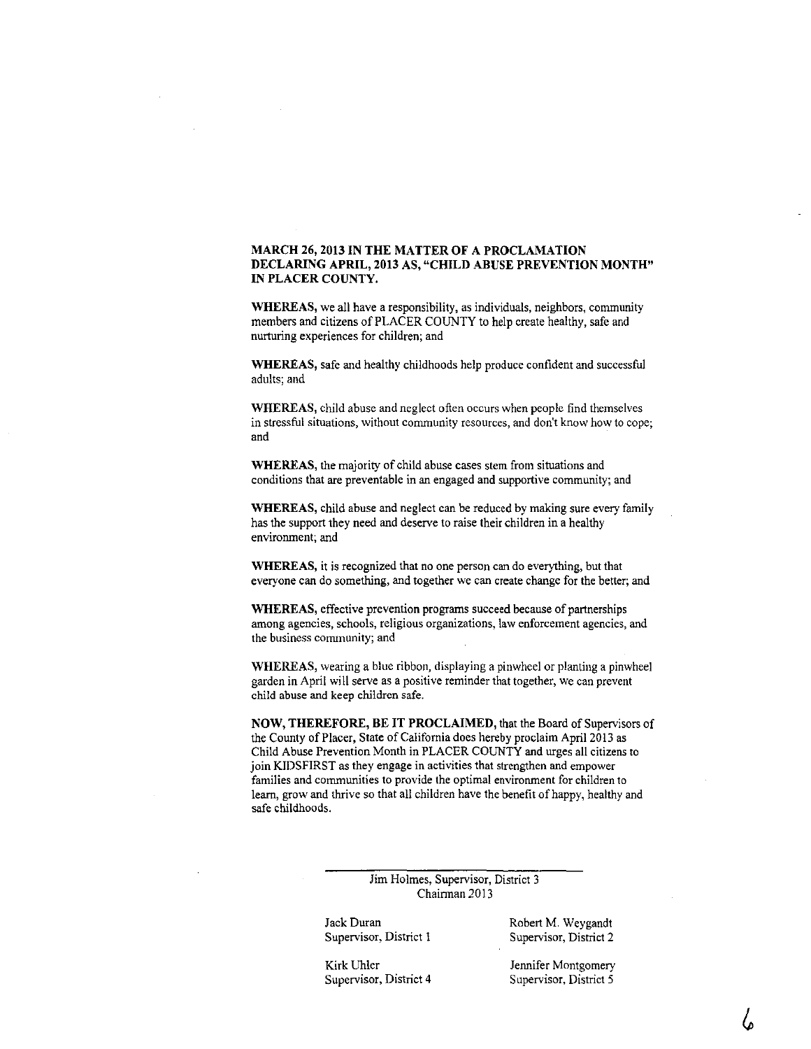**MARCH 26, 2013 IN THE MATTER OF A PROCLAMATION DECLARING APRIL, 2013 AS, "CHILD ABUSE PREVENTION MONTH" IN PLACER COUNTY.**

**WHEREAS,** we all have a responsibility, as individuals, neighbors, community members and citizens of PLACER COUNTY to help create healthy, safe and nurturing experiences for children; and

**WHEREAS,** safe and healthy childhoods help produce confident and successful adults; and

**WHEREAS,** child abuse and neglect often occurs when people find themselves in stressful situations, without community resources, and don't know how to cope; and

**WHEREAS,** the majority of child abuse cases stem from situations and conditions that are preventable in an engaged and supportive community; and

**WHEREAS,** child abuse and neglect can be reduced by making sure every family has the support they need and deserve to raise their children in a healthy environment; and

**WHEREAS,** it is recognized that no one person can do everything, but that everyone can do something, and together we can create change for the better; and

**WHEREAS,** effective prevention programs succeed because of partnerships among agencies, schools, religious organizations, law enforcement agencies, and the business community; and

**WHEREAS,** wearing a blue ribbon, displaying a pinwheel or planting a pinwheel garden in April will serve as a positive reminder that together, we can prevent child abuse and keep children safe.

**NOW, THEREFORE, BE IT PROCLAIMED,** that the Board of Supervisors of the County of Placer, State of California does hereby proclaim April 2013 as Child Abuse Prevention Month in PLACER COUNTY and urges all citizens to join KIDSFIRST as they engage in activities that strengthen and empower families and communities to provide the optimal environment for children to learn, grow and thrive so that all children have the benefit of happy, healthy and safe childhoods.

\_\_\_\_\_\_\_\_\_\_\_\_\_\_\_\_\_\_\_\_\_\_\_\_\_\_\_\_\_\_\_\_

Jim Holmes, Supervisor, District 3
Chairman 2013

Jack Duran
Supervisor, District 1

Robert M. Weygandt
Supervisor, District 2

Kirk Uhler
Supervisor, District 4

Jennifer Montgomery
Supervisor, District 5